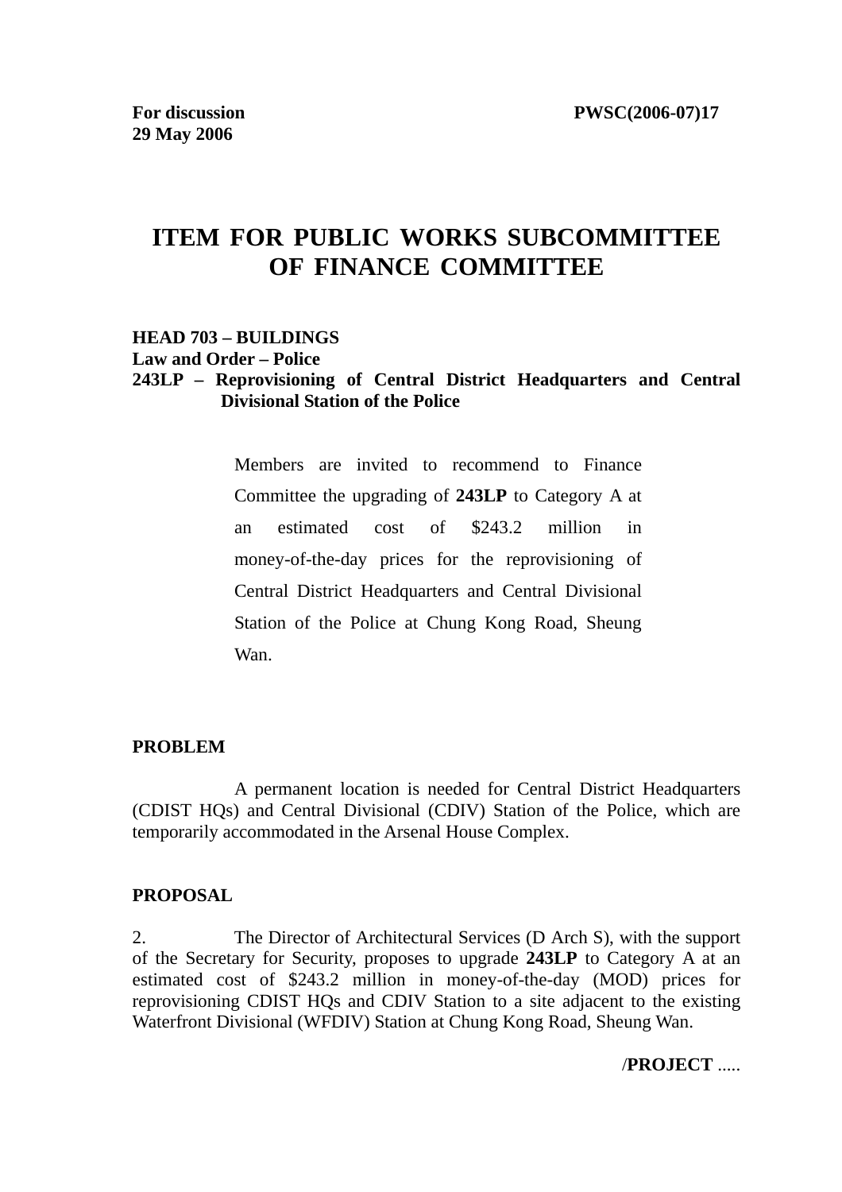**For discussion** **PWSC(2006-07)17**
**29 May 2006**

# ITEM FOR PUBLIC WORKS SUBCOMMITTEE OF FINANCE COMMITTEE

**HEAD 703 – BUILDINGS**
**Law and Order – Police**
**243LP – Reprovisioning of Central District Headquarters and Central Divisional Station of the Police**

> Members are invited to recommend to Finance Committee the upgrading of **243LP** to Category A at an estimated cost of $243.2 million in money-of-the-day prices for the reprovisioning of Central District Headquarters and Central Divisional Station of the Police at Chung Kong Road, Sheung Wan.

**PROBLEM**

A permanent location is needed for Central District Headquarters (CDIST HQs) and Central Divisional (CDIV) Station of the Police, which are temporarily accommodated in the Arsenal House Complex.

**PROPOSAL**

2. The Director of Architectural Services (D Arch S), with the support of the Secretary for Security, proposes to upgrade **243LP** to Category A at an estimated cost of $243.2 million in money-of-the-day (MOD) prices for reprovisioning CDIST HQs and CDIV Station to a site adjacent to the existing Waterfront Divisional (WFDIV) Station at Chung Kong Road, Sheung Wan.

/**PROJECT** .....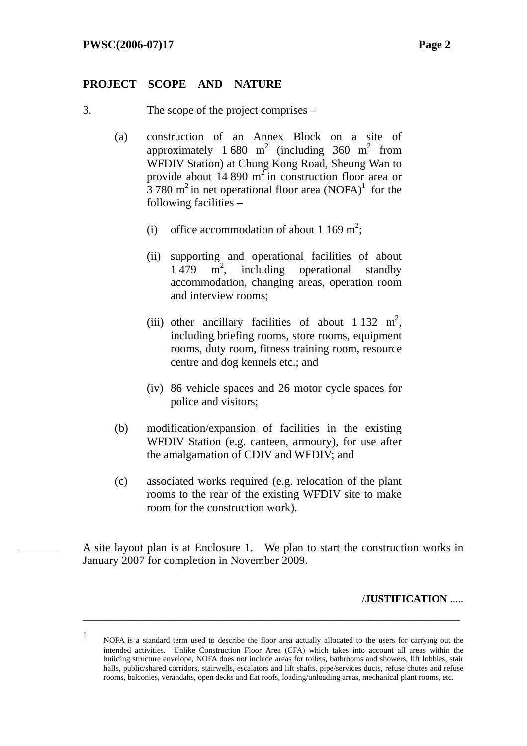**PROJECT SCOPE AND NATURE**

3. The scope of the project comprises –

(a) construction of an Annex Block on a site of approximately 1 680 $m^2$ (including 360 $m^2$ from WFDIV Station) at Chung Kong Road, Sheung Wan to provide about 14 890 $m^2$ in construction floor area or 3 780 $m^2$ in net operational floor area (NOFA)[1] for the following facilities –

  (i) office accommodation of about 1 169 $m^2$;

  (ii) supporting and operational facilities of about 1 479 $m^2$, including operational standby accommodation, changing areas, operation room and interview rooms;

  (iii) other ancillary facilities of about 1 132 $m^2$, including briefing rooms, store rooms, equipment rooms, duty room, fitness training room, resource centre and dog kennels etc.; and

  (iv) 86 vehicle spaces and 26 motor cycle spaces for police and visitors;

(b) modification/expansion of facilities in the existing WFDIV Station (e.g. canteen, armoury), for use after the amalgamation of CDIV and WFDIV; and

(c) associated works required (e.g. relocation of the plant rooms to the rear of the existing WFDIV site to make room for the construction work).

A site layout plan is at Enclosure 1. We plan to start the construction works in January 2007 for completion in November 2009.

/**JUSTIFICATION** .....

---

[1] NOFA is a standard term used to describe the floor area actually allocated to the users for carrying out the intended activities. Unlike Construction Floor Area (CFA) which takes into account all areas within the building structure envelope, NOFA does not include areas for toilets, bathrooms and showers, lift lobbies, stair halls, public/shared corridors, stairwells, escalators and lift shafts, pipe/services ducts, refuse chutes and refuse rooms, balconies, verandahs, open decks and flat roofs, loading/unloading areas, mechanical plant rooms, etc.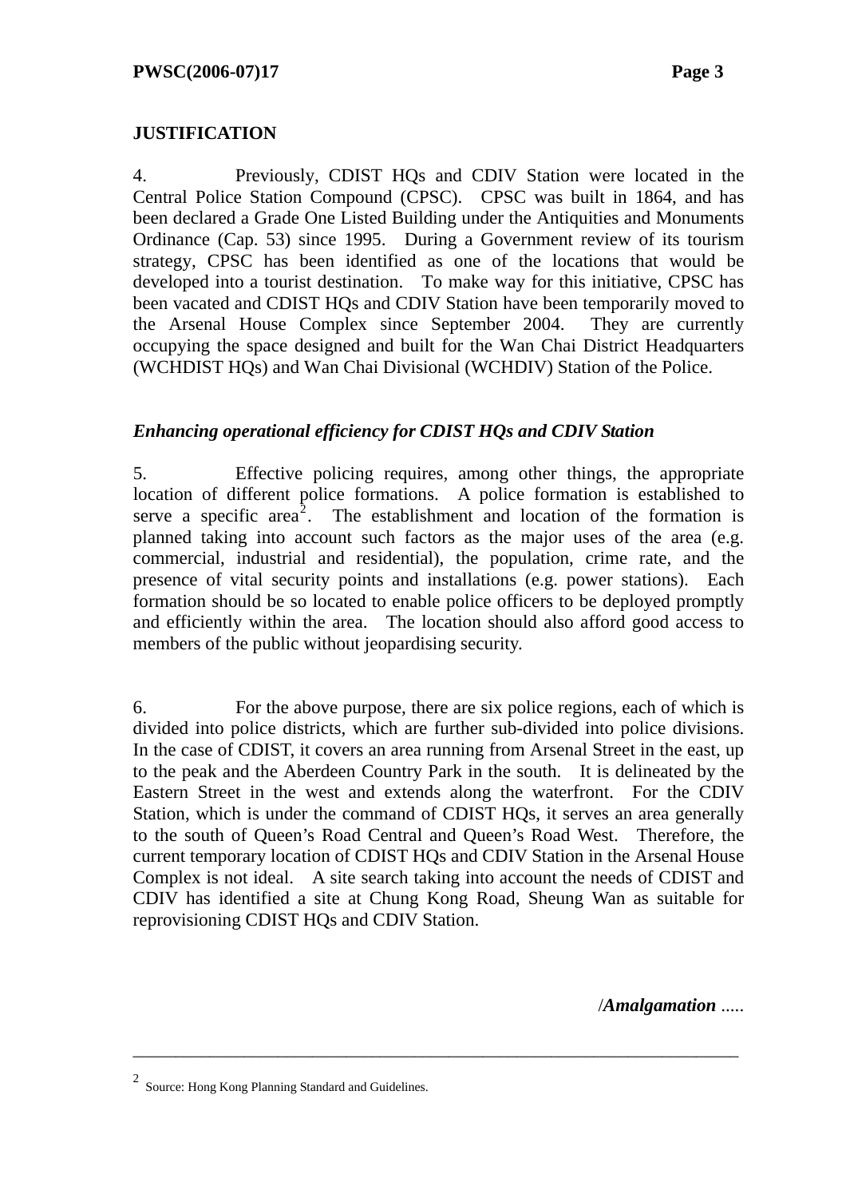**JUSTIFICATION**

4. Previously, CDIST HQs and CDIV Station were located in the Central Police Station Compound (CPSC). CPSC was built in 1864, and has been declared a Grade One Listed Building under the Antiquities and Monuments Ordinance (Cap. 53) since 1995. During a Government review of its tourism strategy, CPSC has been identified as one of the locations that would be developed into a tourist destination. To make way for this initiative, CPSC has been vacated and CDIST HQs and CDIV Station have been temporarily moved to the Arsenal House Complex since September 2004. They are currently occupying the space designed and built for the Wan Chai District Headquarters (WCHDIST HQs) and Wan Chai Divisional (WCHDIV) Station of the Police.

***Enhancing operational efficiency for CDIST HQs and CDIV Station***

5. Effective policing requires, among other things, the appropriate location of different police formations. A police formation is established to serve a specific area[2]. The establishment and location of the formation is planned taking into account such factors as the major uses of the area (e.g. commercial, industrial and residential), the population, crime rate, and the presence of vital security points and installations (e.g. power stations). Each formation should be so located to enable police officers to be deployed promptly and efficiently within the area. The location should also afford good access to members of the public without jeopardising security.

6. For the above purpose, there are six police regions, each of which is divided into police districts, which are further sub-divided into police divisions. In the case of CDIST, it covers an area running from Arsenal Street in the east, up to the peak and the Aberdeen Country Park in the south. It is delineated by the Eastern Street in the west and extends along the waterfront. For the CDIV Station, which is under the command of CDIST HQs, it serves an area generally to the south of Queen's Road Central and Queen's Road West. Therefore, the current temporary location of CDIST HQs and CDIV Station in the Arsenal House Complex is not ideal. A site search taking into account the needs of CDIST and CDIV has identified a site at Chung Kong Road, Sheung Wan as suitable for reprovisioning CDIST HQs and CDIV Station.

/***Amalgamation*** .....

---

[2] Source: Hong Kong Planning Standard and Guidelines.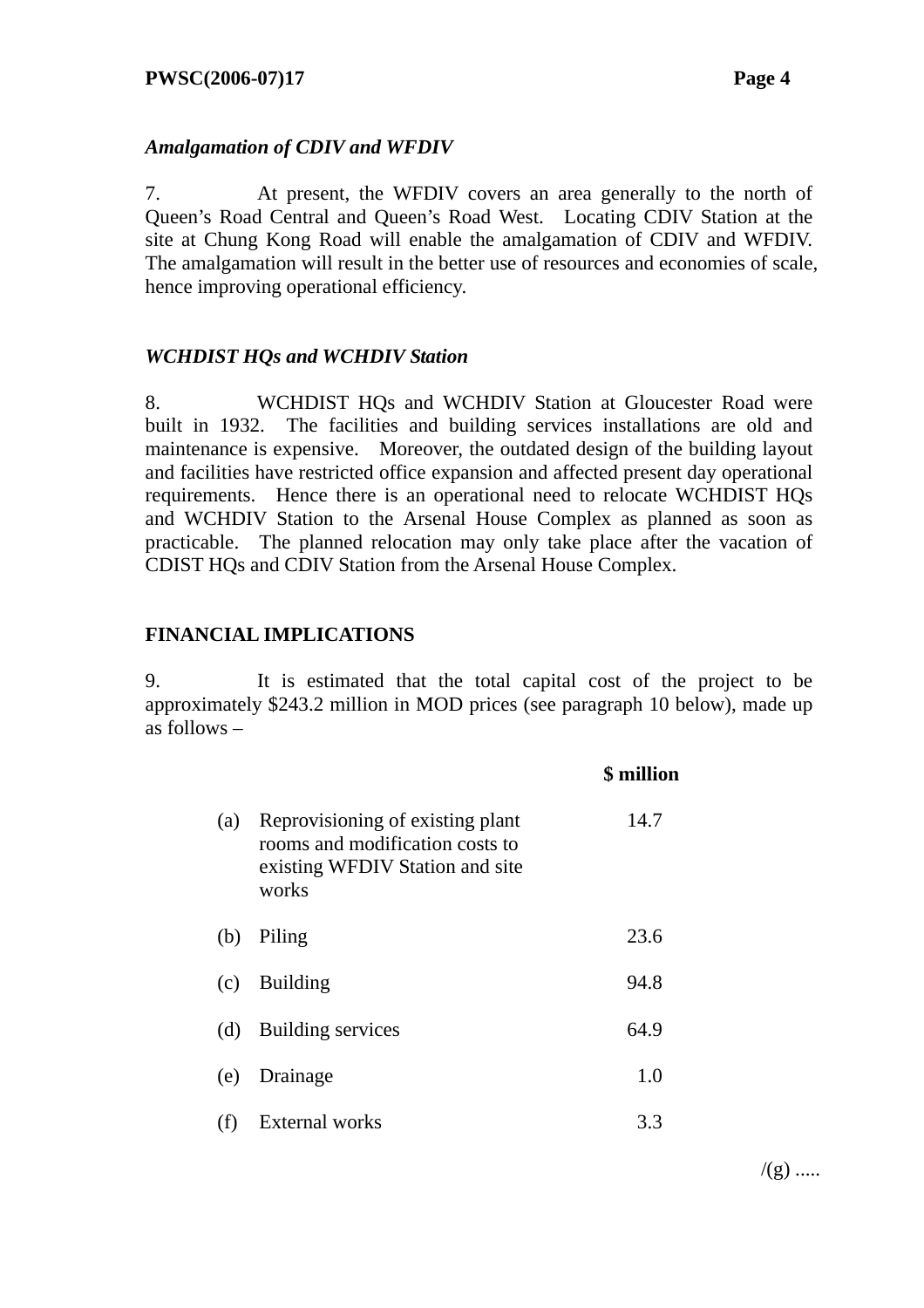*Amalgamation of CDIV and WFDIV*

7. At present, the WFDIV covers an area generally to the north of Queen's Road Central and Queen's Road West. Locating CDIV Station at the site at Chung Kong Road will enable the amalgamation of CDIV and WFDIV. The amalgamation will result in the better use of resources and economies of scale, hence improving operational efficiency.

*WCHDIST HQs and WCHDIV Station*

8. WCHDIST HQs and WCHDIV Station at Gloucester Road were built in 1932. The facilities and building services installations are old and maintenance is expensive. Moreover, the outdated design of the building layout and facilities have restricted office expansion and affected present day operational requirements. Hence there is an operational need to relocate WCHDIST HQs and WCHDIV Station to the Arsenal House Complex as planned as soon as practicable. The planned relocation may only take place after the vacation of CDIST HQs and CDIV Station from the Arsenal House Complex.

**FINANCIAL IMPLICATIONS**

9. It is estimated that the total capital cost of the project to be approximately $243.2 million in MOD prices (see paragraph 10 below), made up as follows –

| | | **$ million** |
|---|---|---|
| (a) | Reprovisioning of existing plant rooms and modification costs to existing WFDIV Station and site works | 14.7 |
| (b) | Piling | 23.6 |
| (c) | Building | 94.8 |
| (d) | Building services | 64.9 |
| (e) | Drainage | 1.0 |
| (f) | External works | 3.3 |

/(g) .....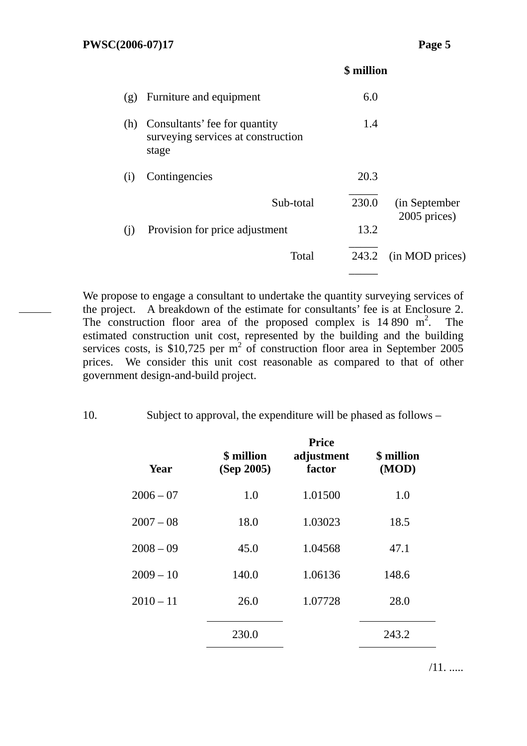| | | $ million | |
|---|---|---|---|
| (g) | Furniture and equipment | 6.0 | |
| (h) | Consultants' fee for quantity surveying services at construction stage | 1.4 | |
| (i) | Contingencies | 20.3 | |
| | Sub-total | 230.0 | (in September 2005 prices) |
| (j) | Provision for price adjustment | 13.2 | |
| | Total | 243.2 | (in MOD prices) |

We propose to engage a consultant to undertake the quantity surveying services of the project. A breakdown of the estimate for consultants' fee is at Enclosure 2. The construction floor area of the proposed complex is 14 890 $m^2$. The estimated construction unit cost, represented by the building and the building services costs, is $10,725 per $m^2$ of construction floor area in September 2005 prices. We consider this unit cost reasonable as compared to that of other government design-and-build project.

10. Subject to approval, the expenditure will be phased as follows –

| Year | $ million (Sep 2005) | Price adjustment factor | $ million (MOD) |
|---|---|---|---|
| 2006 – 07 | 1.0 | 1.01500 | 1.0 |
| 2007 – 08 | 18.0 | 1.03023 | 18.5 |
| 2008 – 09 | 45.0 | 1.04568 | 47.1 |
| 2009 – 10 | 140.0 | 1.06136 | 148.6 |
| 2010 – 11 | 26.0 | 1.07728 | 28.0 |
| | 230.0 | | 243.2 |

/11. .....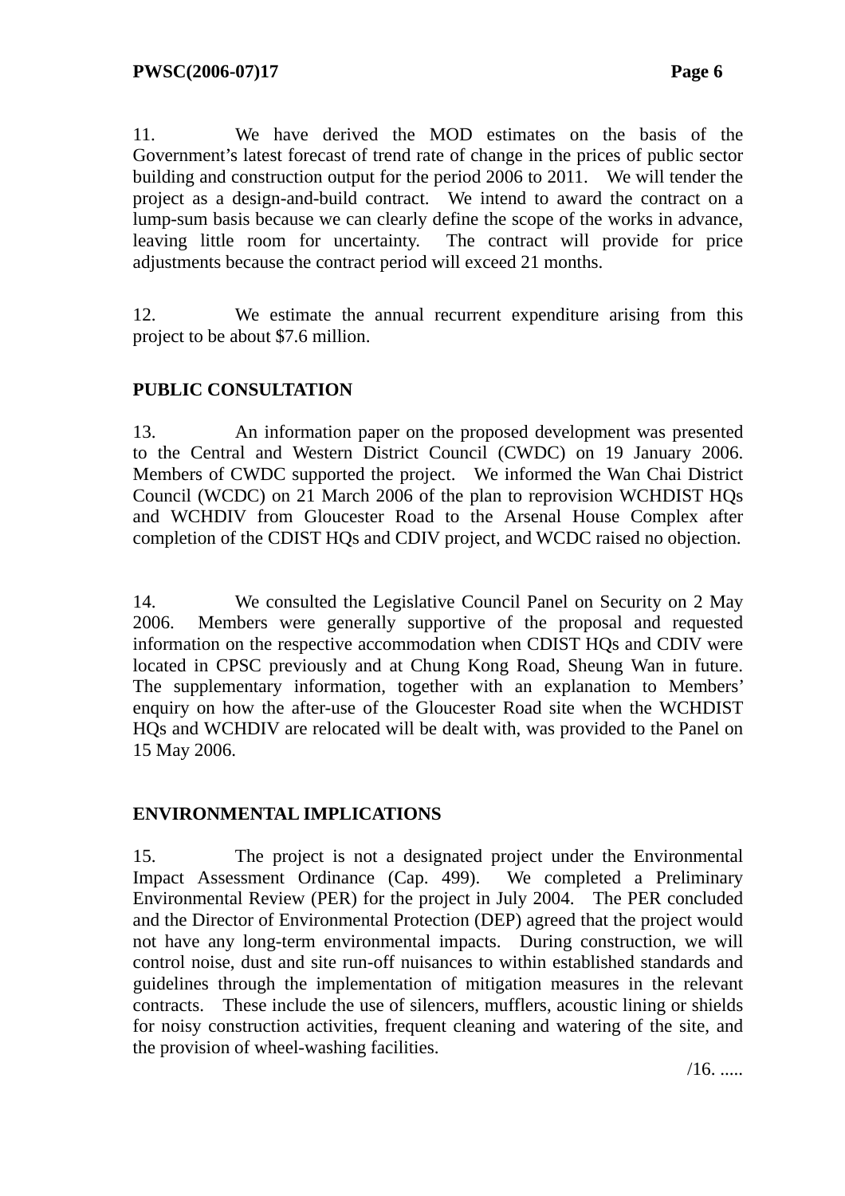11. We have derived the MOD estimates on the basis of the Government's latest forecast of trend rate of change in the prices of public sector building and construction output for the period 2006 to 2011. We will tender the project as a design-and-build contract. We intend to award the contract on a lump-sum basis because we can clearly define the scope of the works in advance, leaving little room for uncertainty. The contract will provide for price adjustments because the contract period will exceed 21 months.

12. We estimate the annual recurrent expenditure arising from this project to be about $7.6 million.

**PUBLIC CONSULTATION**

13. An information paper on the proposed development was presented to the Central and Western District Council (CWDC) on 19 January 2006. Members of CWDC supported the project. We informed the Wan Chai District Council (WCDC) on 21 March 2006 of the plan to reprovision WCHDIST HQs and WCHDIV from Gloucester Road to the Arsenal House Complex after completion of the CDIST HQs and CDIV project, and WCDC raised no objection.

14. We consulted the Legislative Council Panel on Security on 2 May 2006. Members were generally supportive of the proposal and requested information on the respective accommodation when CDIST HQs and CDIV were located in CPSC previously and at Chung Kong Road, Sheung Wan in future. The supplementary information, together with an explanation to Members' enquiry on how the after-use of the Gloucester Road site when the WCHDIST HQs and WCHDIV are relocated will be dealt with, was provided to the Panel on 15 May 2006.

**ENVIRONMENTAL IMPLICATIONS**

15. The project is not a designated project under the Environmental Impact Assessment Ordinance (Cap. 499). We completed a Preliminary Environmental Review (PER) for the project in July 2004. The PER concluded and the Director of Environmental Protection (DEP) agreed that the project would not have any long-term environmental impacts. During construction, we will control noise, dust and site run-off nuisances to within established standards and guidelines through the implementation of mitigation measures in the relevant contracts. These include the use of silencers, mufflers, acoustic lining or shields for noisy construction activities, frequent cleaning and watering of the site, and the provision of wheel-washing facilities.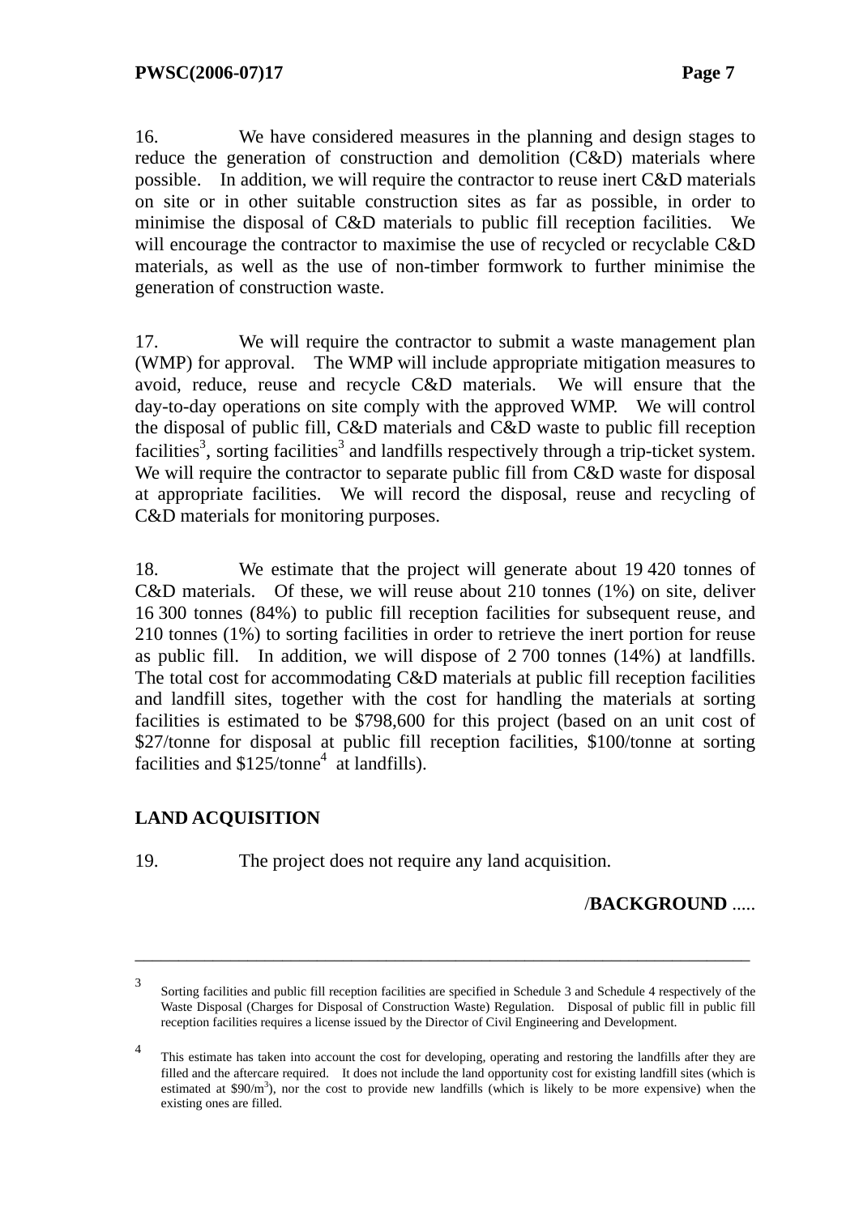16. We have considered measures in the planning and design stages to reduce the generation of construction and demolition (C&D) materials where possible. In addition, we will require the contractor to reuse inert C&D materials on site or in other suitable construction sites as far as possible, in order to minimise the disposal of C&D materials to public fill reception facilities. We will encourage the contractor to maximise the use of recycled or recyclable C&D materials, as well as the use of non-timber formwork to further minimise the generation of construction waste.

17. We will require the contractor to submit a waste management plan (WMP) for approval. The WMP will include appropriate mitigation measures to avoid, reduce, reuse and recycle C&D materials. We will ensure that the day-to-day operations on site comply with the approved WMP. We will control the disposal of public fill, C&D materials and C&D waste to public fill reception facilities[3], sorting facilities[3] and landfills respectively through a trip-ticket system. We will require the contractor to separate public fill from C&D waste for disposal at appropriate facilities. We will record the disposal, reuse and recycling of C&D materials for monitoring purposes.

18. We estimate that the project will generate about 19 420 tonnes of C&D materials. Of these, we will reuse about 210 tonnes (1%) on site, deliver 16 300 tonnes (84%) to public fill reception facilities for subsequent reuse, and 210 tonnes (1%) to sorting facilities in order to retrieve the inert portion for reuse as public fill. In addition, we will dispose of 2 700 tonnes (14%) at landfills. The total cost for accommodating C&D materials at public fill reception facilities and landfill sites, together with the cost for handling the materials at sorting facilities is estimated to be $798,600 for this project (based on an unit cost of $27/tonne for disposal at public fill reception facilities, $100/tonne at sorting facilities and $125/tonne[4] at landfills).

## LAND ACQUISITION

19. The project does not require any land acquisition.

/**BACKGROUND** .....

---

[3] Sorting facilities and public fill reception facilities are specified in Schedule 3 and Schedule 4 respectively of the Waste Disposal (Charges for Disposal of Construction Waste) Regulation. Disposal of public fill in public fill reception facilities requires a license issued by the Director of Civil Engineering and Development.

[4] This estimate has taken into account the cost for developing, operating and restoring the landfills after they are filled and the aftercare required. It does not include the land opportunity cost for existing landfill sites (which is estimated at $90/m$^3$), nor the cost to provide new landfills (which is likely to be more expensive) when the existing ones are filled.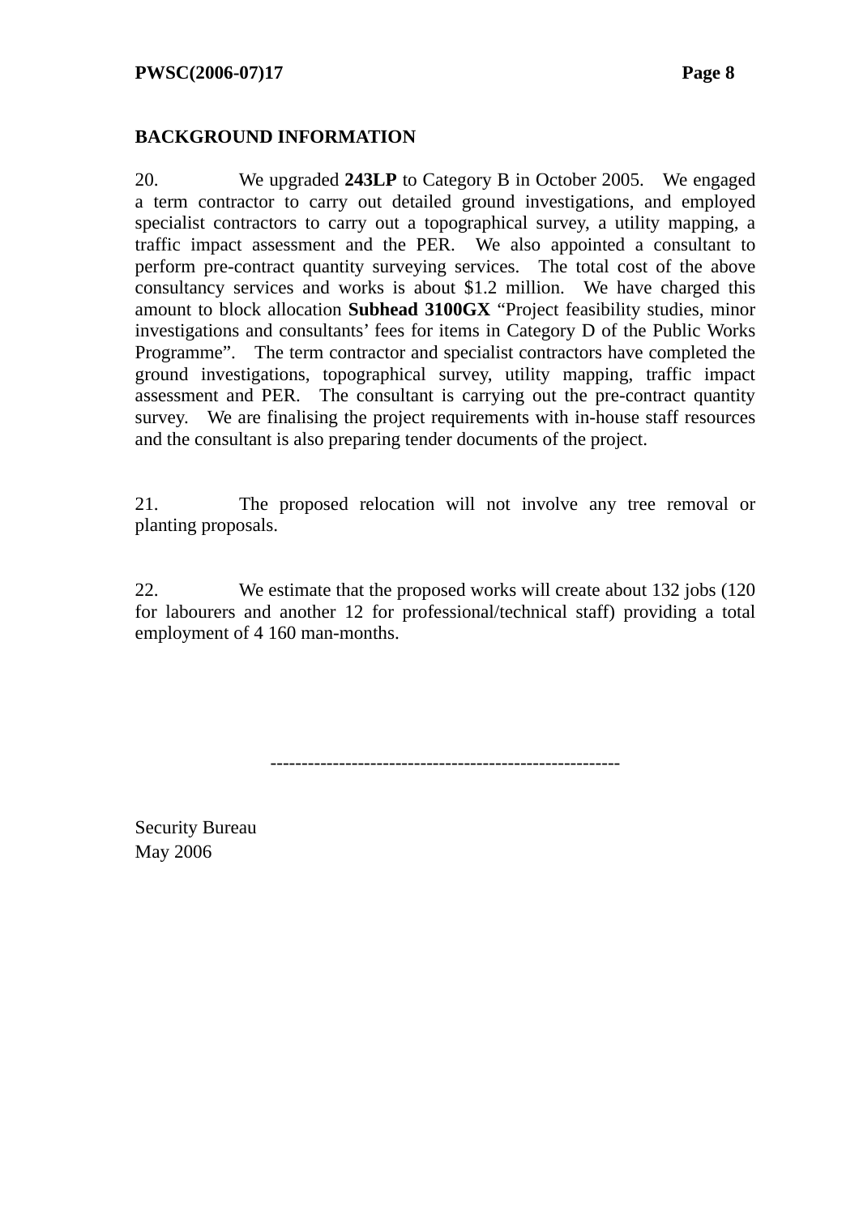**BACKGROUND INFORMATION**

20. We upgraded **243LP** to Category B in October 2005. We engaged a term contractor to carry out detailed ground investigations, and employed specialist contractors to carry out a topographical survey, a utility mapping, a traffic impact assessment and the PER. We also appointed a consultant to perform pre-contract quantity surveying services. The total cost of the above consultancy services and works is about $1.2 million. We have charged this amount to block allocation **Subhead 3100GX** "Project feasibility studies, minor investigations and consultants' fees for items in Category D of the Public Works Programme". The term contractor and specialist contractors have completed the ground investigations, topographical survey, utility mapping, traffic impact assessment and PER. The consultant is carrying out the pre-contract quantity survey. We are finalising the project requirements with in-house staff resources and the consultant is also preparing tender documents of the project.

21. The proposed relocation will not involve any tree removal or planting proposals.

22. We estimate that the proposed works will create about 132 jobs (120 for labourers and another 12 for professional/technical staff) providing a total employment of 4 160 man-months.

-------------------------------------------------------

Security Bureau
May 2006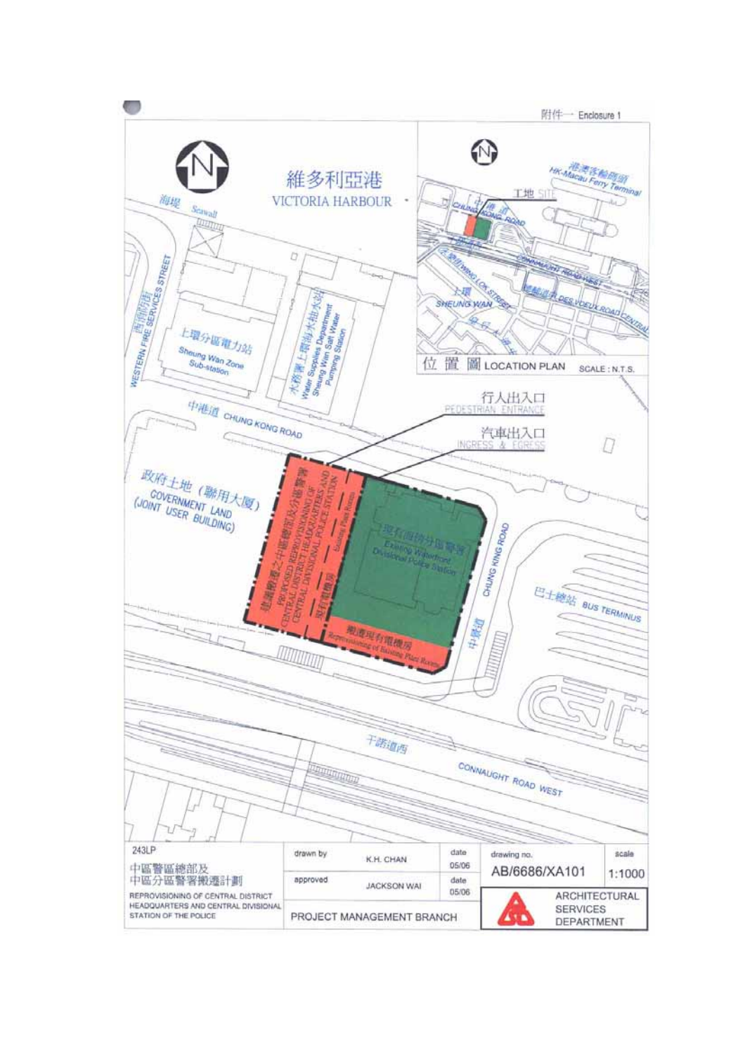附件一 Enclosure 1

維多利亞港
VICTORIA HARBOUR

海堤 Seawall

西消防街 WESTERN FIRE SERVICES STREET

上環分區電力站
Sheung Wan Zone Sub-station

水務署上環海水抽水站
Water Supplies Department Sheung Wan Salt Water Pumping Station

中港道 CHUNG KONG ROAD

行人出入口
PEDESTRIAN ENTRANCE

汽車出入口
INGRESS & EGRESS

政府土地（聯用大廈）
GOVERNMENT LAND
(JOINT USER BUILDING)

建議搬遷之中區總部及分區警署
PROPOSED REPROVISIONING OF CENTRAL DISTRICT HEADQUARTERS AND CENTRAL DIVISIONAL POLICE STATION

現有機房
Existing Plant Room

現有海傍分區警署
Existing Waterfront Divisional Police Station

搬遷現有電機房
Reprovisioning of Existing Plant Room

中慶道 CHUNG KING ROAD

巴士總站 BUS TERMINUS

干諾道西 CONNAUGHT ROAD WEST

位置圖 LOCATION PLAN SCALE : N.T.S.

港澳客輪碼頭 HK-Macau Ferry Terminal

工地 SITE

中港道 CHUNG KONG ROAD

干諾道西 CONNAUGHT ROAD WEST

永樂街 WING LOK STREET

德輔道中 DES VOEUX ROAD CENTRAL

上環 SHEUNG WAN

| 243LP<br>中區警區總部及<br>中區分區警署搬遷計劃<br>REPROVISIONING OF CENTRAL DISTRICT HEADQUARTERS AND CENTRAL DIVISIONAL STATION OF THE POLICE | drawn by | K.H. CHAN | date 05/06 | drawing no. AB/6686/XA101 | scale 1:1000 |
|---|---|---|---|---|---|
| | approved | JACKSON WAI | date 05/06 | ARCHITECTURAL SERVICES DEPARTMENT | |
| | PROJECT MANAGEMENT BRANCH | | | | |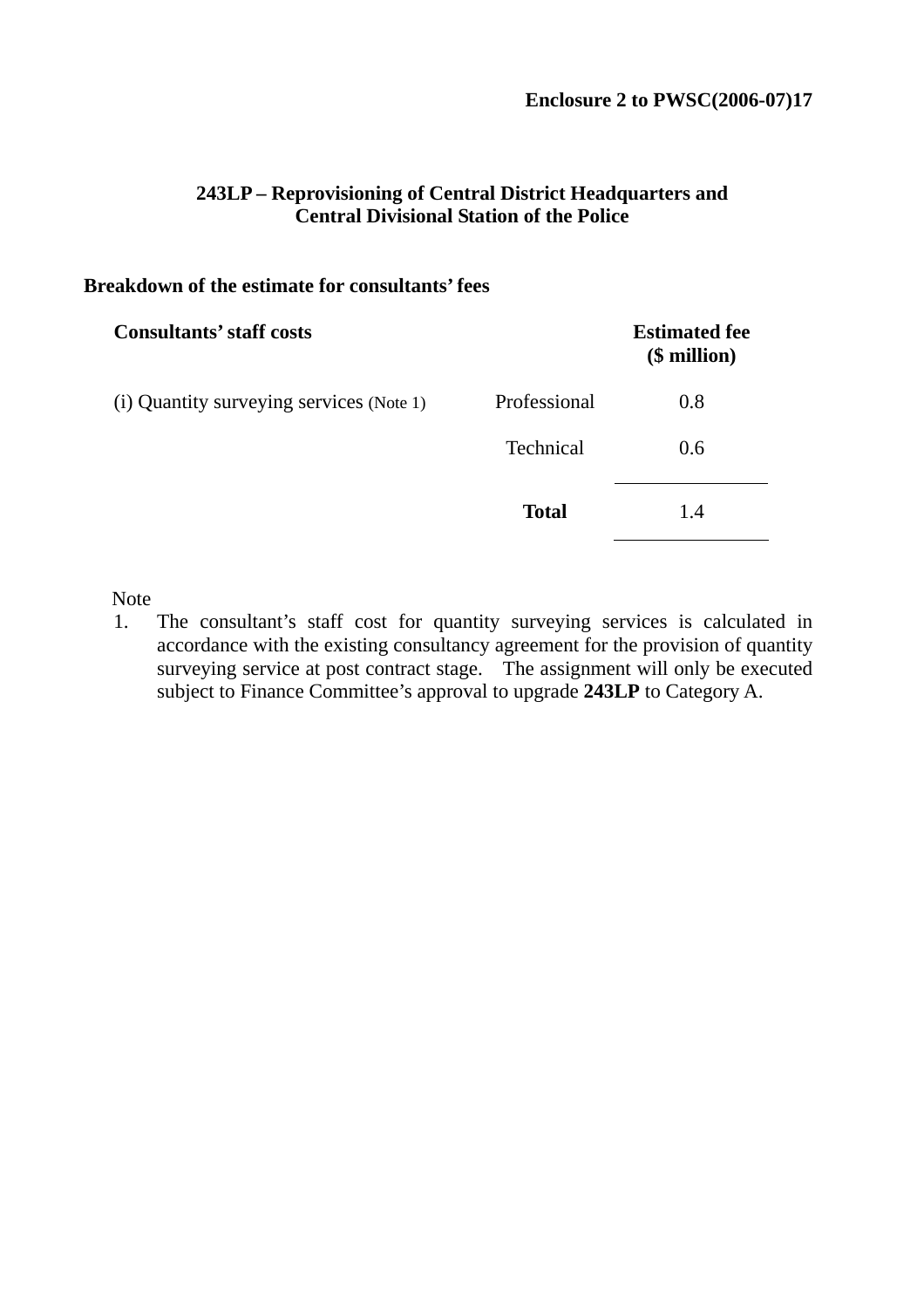**Enclosure 2 to PWSC(2006-07)17**

## 243LP – Reprovisioning of Central District Headquarters and Central Divisional Station of the Police

### Breakdown of the estimate for consultants' fees

| Consultants' staff costs | | Estimated fee ($ million) |
|---|---|---|
| (i) Quantity surveying services (Note 1) | Professional | 0.8 |
| | Technical | 0.6 |
| | **Total** | 1.4 |

Note

1. The consultant's staff cost for quantity surveying services is calculated in accordance with the existing consultancy agreement for the provision of quantity surveying service at post contract stage. The assignment will only be executed subject to Finance Committee's approval to upgrade **243LP** to Category A.